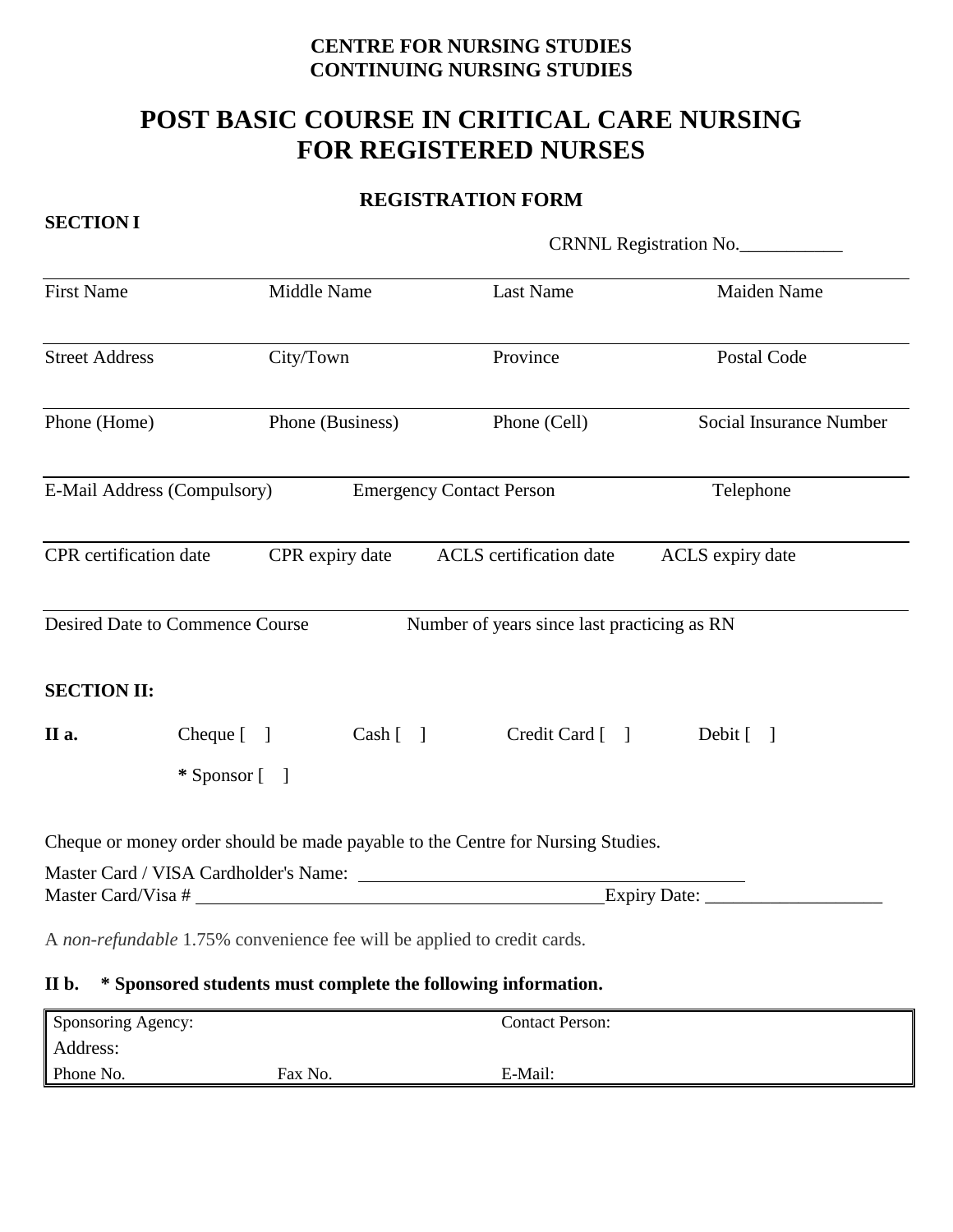**CENTRE FOR NURSING STUDIES**
**CONTINUING NURSING STUDIES**

# POST BASIC COURSE IN CRITICAL CARE NURSING FOR REGISTERED NURSES

## REGISTRATION FORM

**SECTION I**

CRNNL Registration No.___________

| First Name | Middle Name | Last Name | Maiden Name |
|---|---|---|---|
| Street Address | City/Town | Province | Postal Code |
| Phone (Home) | Phone (Business) | Phone (Cell) | Social Insurance Number |

| E-Mail Address (Compulsory) | Emergency Contact Person | Telephone |
|---|---|---|

| CPR certification date | CPR expiry date | ACLS certification date | ACLS expiry date |
|---|---|---|---|

| Desired Date to Commence Course | Number of years since last practicing as RN |
|---|---|

**SECTION II:**

**II a.** Cheque [ ] Cash [ ] Credit Card [ ] Debit [ ]

**\*** Sponsor [ ]

Cheque or money order should be made payable to the Centre for Nursing Studies.

Master Card / VISA Cardholder's Name: ___________________________________________

Master Card/Visa # ____________________________________________ Expiry Date: ___________________

A *non-refundable* 1.75% convenience fee will be applied to credit cards.

**II b. * Sponsored students must complete the following information.**

| Sponsoring Agency: | | Contact Person: |
|---|---|---|
| Address: | | |
| Phone No. | Fax No. | E-Mail: |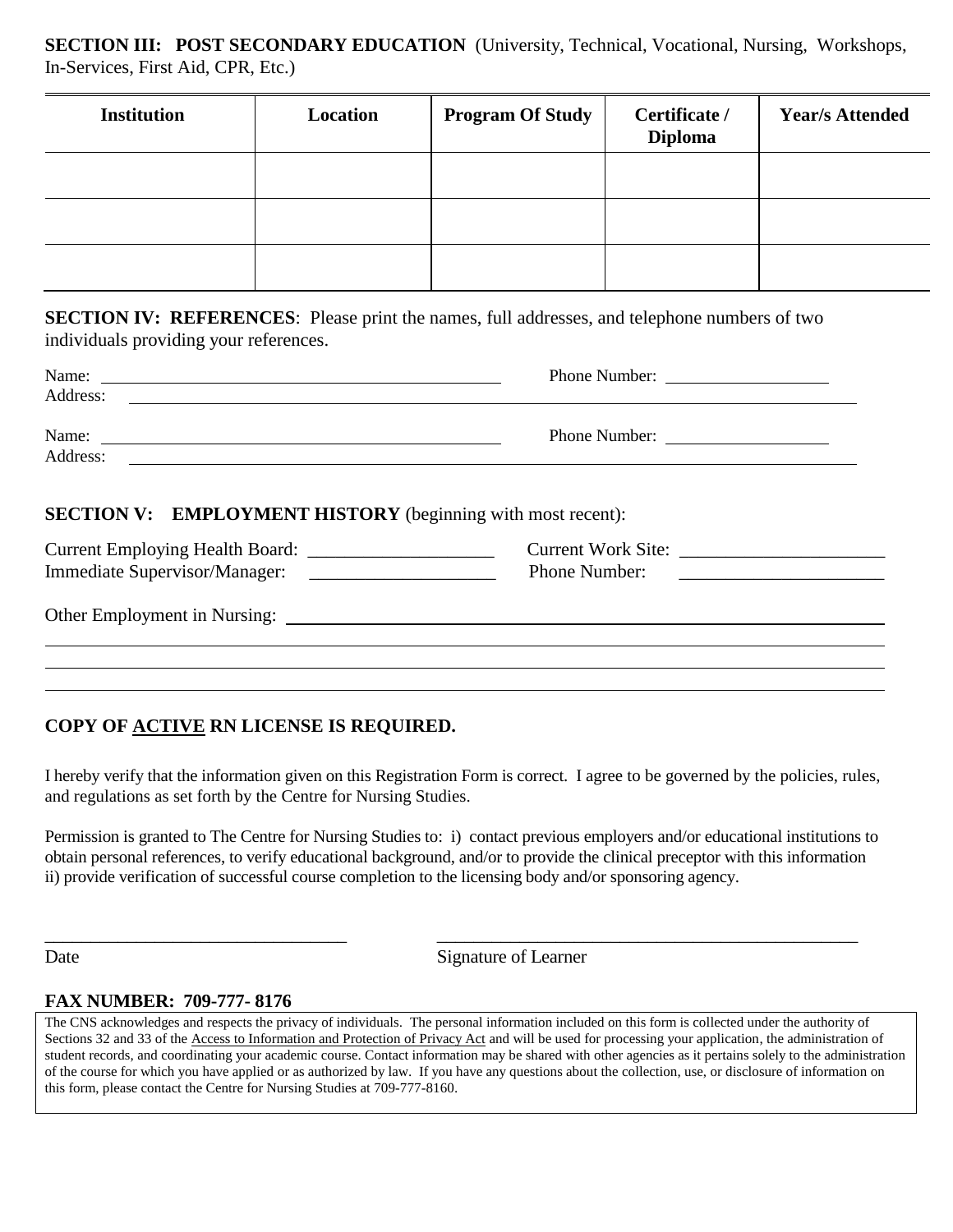**SECTION III: POST SECONDARY EDUCATION** (University, Technical, Vocational, Nursing, Workshops, In-Services, First Aid, CPR, Etc.)

| Institution | Location | Program Of Study | Certificate / Diploma | Year/s Attended |
|---|---|---|---|---|
| | | | | |
| | | | | |
| | | | | |

**SECTION IV: REFERENCES**: Please print the names, full addresses, and telephone numbers of two individuals providing your references.

Name: ______________________________ Phone Number: ______________
Address: ______________________________________________________

Name: ______________________________ Phone Number: ______________
Address: ______________________________________________________

**SECTION V: EMPLOYMENT HISTORY** (beginning with most recent):

Current Employing Health Board: ____________________ Current Work Site: ______________________
Immediate Supervisor/Manager: ____________________ Phone Number: ______________________

Other Employment in Nursing: ______________________________________________________

______________________________________________________

______________________________________________________

______________________________________________________

**COPY OF ACTIVE RN LICENSE IS REQUIRED.**

I hereby verify that the information given on this Registration Form is correct. I agree to be governed by the policies, rules, and regulations as set forth by the Centre for Nursing Studies.

Permission is granted to The Centre for Nursing Studies to: i) contact previous employers and/or educational institutions to obtain personal references, to verify educational background, and/or to provide the clinical preceptor with this information ii) provide verification of successful course completion to the licensing body and/or sponsoring agency.

_________________________________ _________________________________________________
Date Signature of Learner

**FAX NUMBER: 709-777- 8176**

The CNS acknowledges and respects the privacy of individuals. The personal information included on this form is collected under the authority of Sections 32 and 33 of the Access to Information and Protection of Privacy Act and will be used for processing your application, the administration of student records, and coordinating your academic course. Contact information may be shared with other agencies as it pertains solely to the administration of the course for which you have applied or as authorized by law. If you have any questions about the collection, use, or disclosure of information on this form, please contact the Centre for Nursing Studies at 709-777-8160.